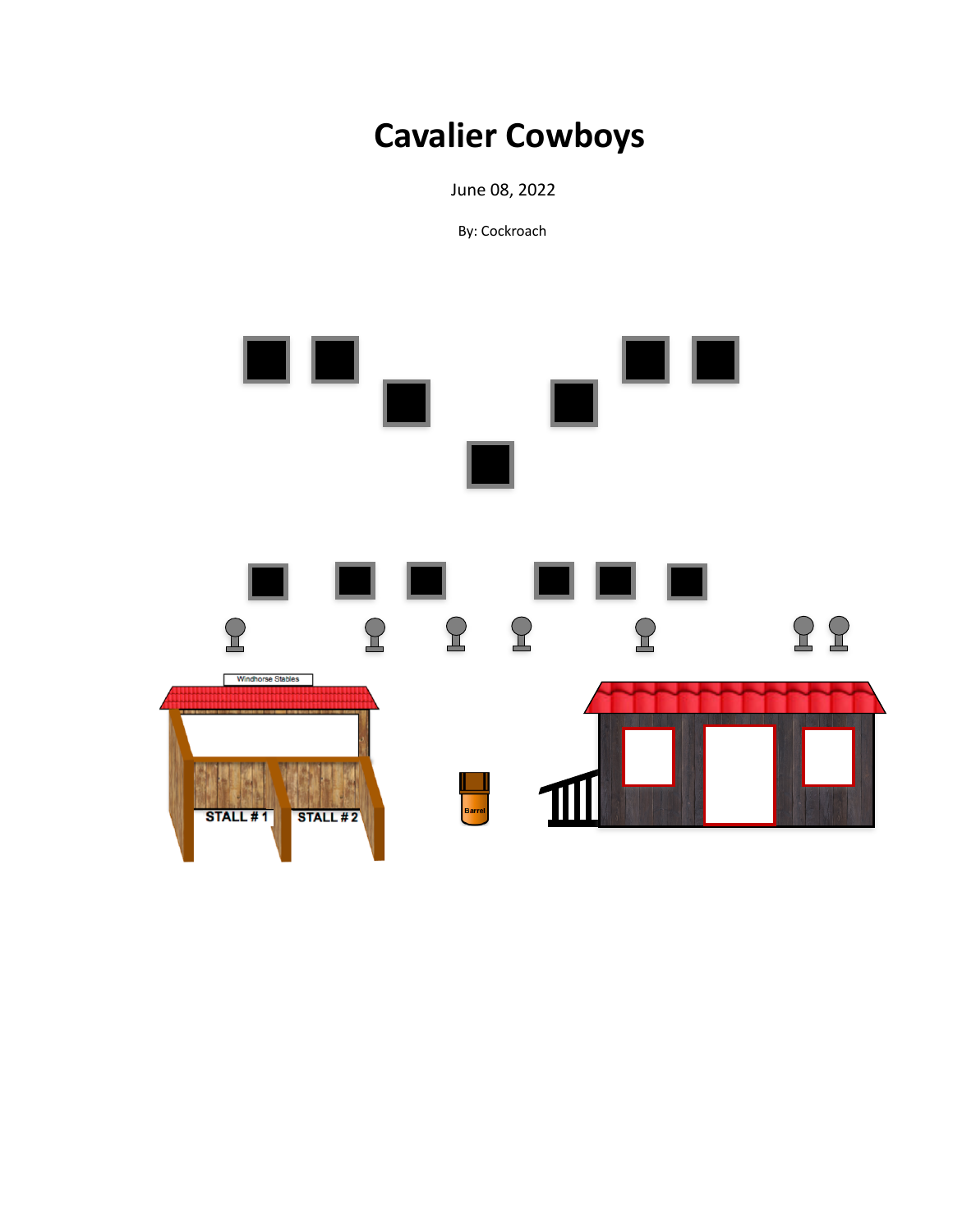# Cavalier Cowboys

June 08, 2022

By: Cockroach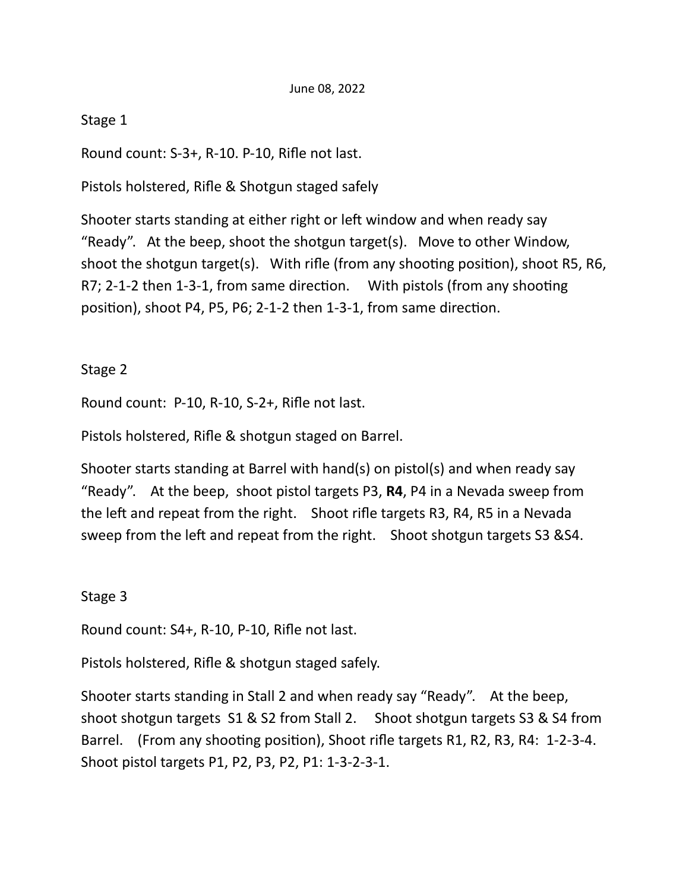June 08, 2022

Stage 1

Round count: S-3+, R-10. P-10, Rifle not last.

Pistols holstered, Rifle & Shotgun staged safely

Shooter starts standing at either right or left window and when ready say "Ready". At the beep, shoot the shotgun target(s). Move to other Window, shoot the shotgun target(s). With rifle (from any shooting position), shoot R5, R6, R7; 2-1-2 then 1-3-1, from same direction. With pistols (from any shooting position), shoot P4, P5, P6; 2-1-2 then 1-3-1, from same direction.

Stage 2

Round count: P-10, R-10, S-2+, Rifle not last.

Pistols holstered, Rifle & shotgun staged on Barrel.

Shooter starts standing at Barrel with hand(s) on pistol(s) and when ready say "Ready". At the beep, shoot pistol targets P3, **R4**, P4 in a Nevada sweep from the left and repeat from the right. Shoot rifle targets R3, R4, R5 in a Nevada sweep from the left and repeat from the right. Shoot shotgun targets S3 &S4.

Stage 3

Round count: S4+, R-10, P-10, Rifle not last.

Pistols holstered, Rifle & shotgun staged safely.

Shooter starts standing in Stall 2 and when ready say "Ready". At the beep, shoot shotgun targets S1 & S2 from Stall 2. Shoot shotgun targets S3 & S4 from Barrel. (From any shooting position), Shoot rifle targets R1, R2, R3, R4: 1-2-3-4. Shoot pistol targets P1, P2, P3, P2, P1: 1-3-2-3-1.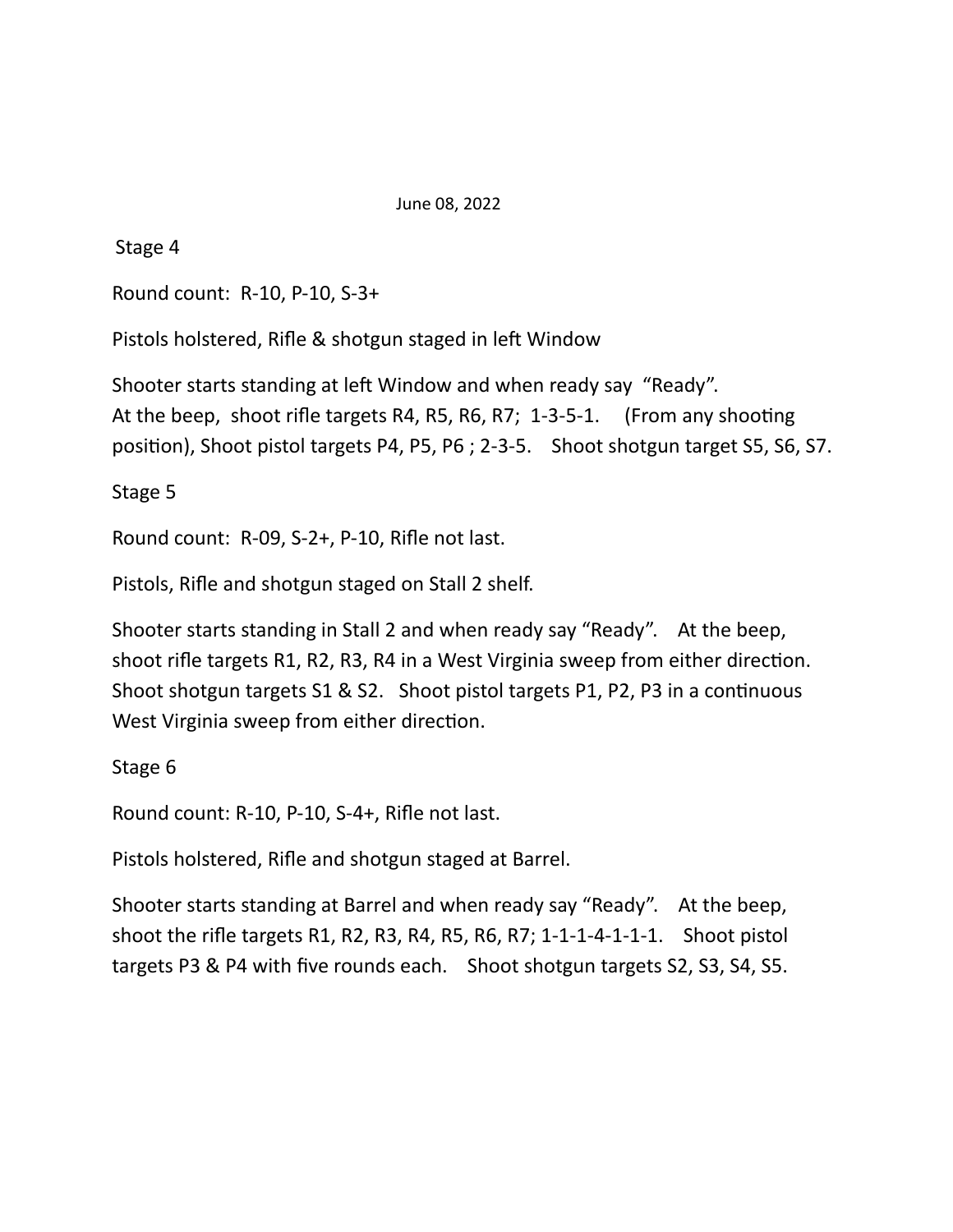June 08, 2022

## Stage 4

Round count: R-10, P-10, S-3+

Pistols holstered, Rifle & shotgun staged in left Window

Shooter starts standing at left Window and when ready say "Ready".
At the beep, shoot rifle targets R4, R5, R6, R7; 1-3-5-1. (From any shooting position), Shoot pistol targets P4, P5, P6 ; 2-3-5. Shoot shotgun target S5, S6, S7.

## Stage 5

Round count: R-09, S-2+, P-10, Rifle not last.

Pistols, Rifle and shotgun staged on Stall 2 shelf.

Shooter starts standing in Stall 2 and when ready say "Ready". At the beep, shoot rifle targets R1, R2, R3, R4 in a West Virginia sweep from either direction. Shoot shotgun targets S1 & S2. Shoot pistol targets P1, P2, P3 in a continuous West Virginia sweep from either direction.

## Stage 6

Round count: R-10, P-10, S-4+, Rifle not last.

Pistols holstered, Rifle and shotgun staged at Barrel.

Shooter starts standing at Barrel and when ready say "Ready". At the beep, shoot the rifle targets R1, R2, R3, R4, R5, R6, R7; 1-1-1-4-1-1-1. Shoot pistol targets P3 & P4 with five rounds each. Shoot shotgun targets S2, S3, S4, S5.